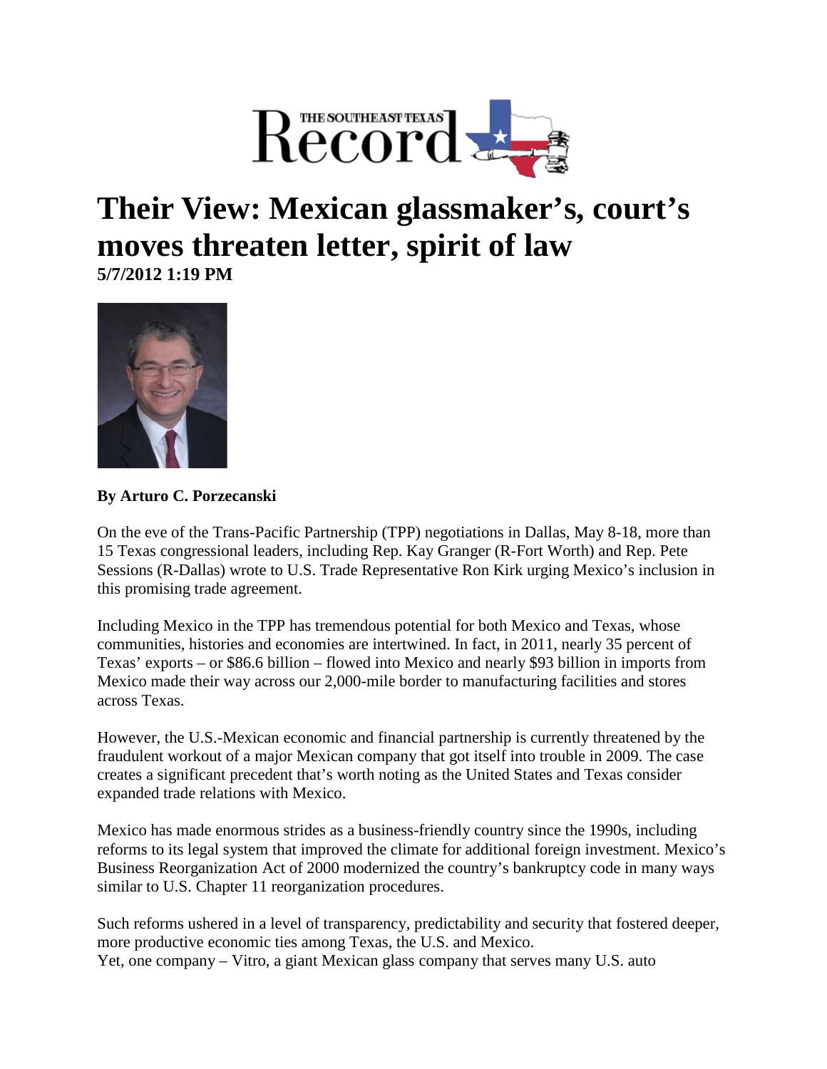THE SOUTHEAST TEXAS Record

# Their View: Mexican glassmaker's, court's moves threaten letter, spirit of law

**5/7/2012 1:19 PM**

**By Arturo C. Porzecanski**

On the eve of the Trans-Pacific Partnership (TPP) negotiations in Dallas, May 8-18, more than 15 Texas congressional leaders, including Rep. Kay Granger (R-Fort Worth) and Rep. Pete Sessions (R-Dallas) wrote to U.S. Trade Representative Ron Kirk urging Mexico's inclusion in this promising trade agreement.

Including Mexico in the TPP has tremendous potential for both Mexico and Texas, whose communities, histories and economies are intertwined. In fact, in 2011, nearly 35 percent of Texas' exports – or $86.6 billion – flowed into Mexico and nearly $93 billion in imports from Mexico made their way across our 2,000-mile border to manufacturing facilities and stores across Texas.

However, the U.S.-Mexican economic and financial partnership is currently threatened by the fraudulent workout of a major Mexican company that got itself into trouble in 2009. The case creates a significant precedent that's worth noting as the United States and Texas consider expanded trade relations with Mexico.

Mexico has made enormous strides as a business-friendly country since the 1990s, including reforms to its legal system that improved the climate for additional foreign investment. Mexico's Business Reorganization Act of 2000 modernized the country's bankruptcy code in many ways similar to U.S. Chapter 11 reorganization procedures.

Such reforms ushered in a level of transparency, predictability and security that fostered deeper, more productive economic ties among Texas, the U.S. and Mexico.
Yet, one company – Vitro, a giant Mexican glass company that serves many U.S. auto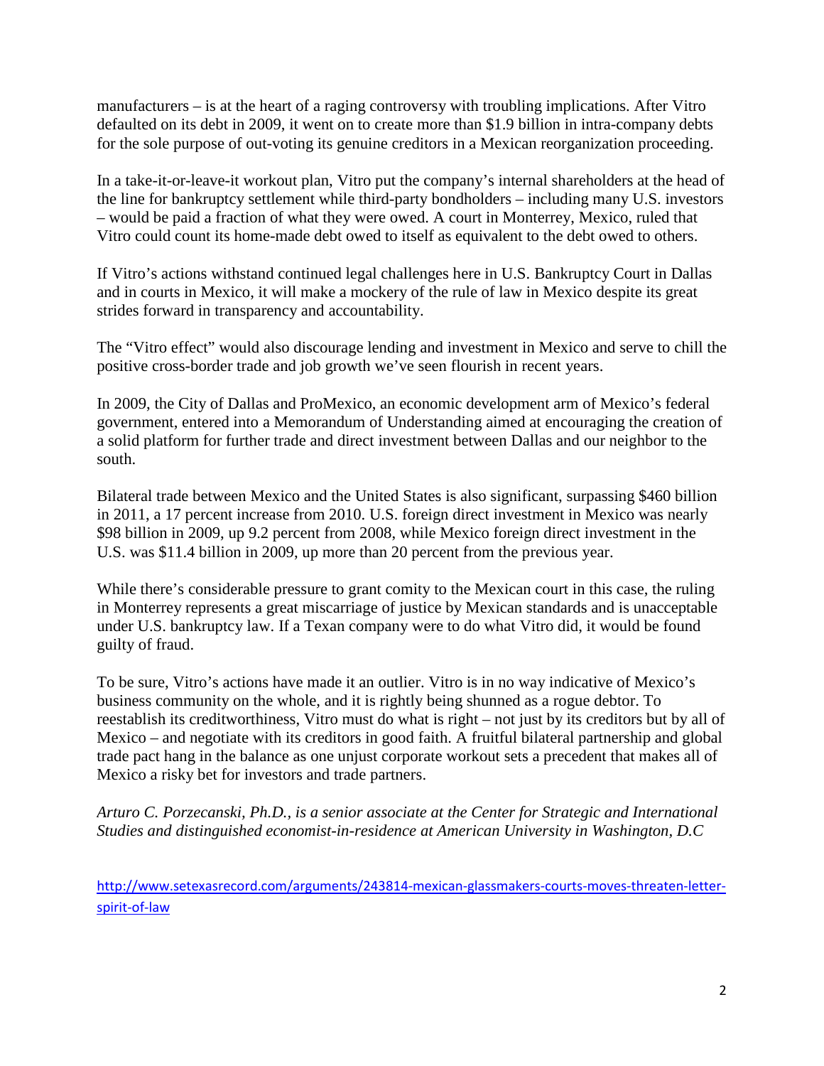manufacturers – is at the heart of a raging controversy with troubling implications. After Vitro defaulted on its debt in 2009, it went on to create more than $1.9 billion in intra-company debts for the sole purpose of out-voting its genuine creditors in a Mexican reorganization proceeding.

In a take-it-or-leave-it workout plan, Vitro put the company's internal shareholders at the head of the line for bankruptcy settlement while third-party bondholders – including many U.S. investors – would be paid a fraction of what they were owed. A court in Monterrey, Mexico, ruled that Vitro could count its home-made debt owed to itself as equivalent to the debt owed to others.

If Vitro's actions withstand continued legal challenges here in U.S. Bankruptcy Court in Dallas and in courts in Mexico, it will make a mockery of the rule of law in Mexico despite its great strides forward in transparency and accountability.

The "Vitro effect" would also discourage lending and investment in Mexico and serve to chill the positive cross-border trade and job growth we've seen flourish in recent years.

In 2009, the City of Dallas and ProMexico, an economic development arm of Mexico's federal government, entered into a Memorandum of Understanding aimed at encouraging the creation of a solid platform for further trade and direct investment between Dallas and our neighbor to the south.

Bilateral trade between Mexico and the United States is also significant, surpassing $460 billion in 2011, a 17 percent increase from 2010. U.S. foreign direct investment in Mexico was nearly $98 billion in 2009, up 9.2 percent from 2008, while Mexico foreign direct investment in the U.S. was $11.4 billion in 2009, up more than 20 percent from the previous year.

While there's considerable pressure to grant comity to the Mexican court in this case, the ruling in Monterrey represents a great miscarriage of justice by Mexican standards and is unacceptable under U.S. bankruptcy law. If a Texan company were to do what Vitro did, it would be found guilty of fraud.

To be sure, Vitro's actions have made it an outlier. Vitro is in no way indicative of Mexico's business community on the whole, and it is rightly being shunned as a rogue debtor. To reestablish its creditworthiness, Vitro must do what is right – not just by its creditors but by all of Mexico – and negotiate with its creditors in good faith. A fruitful bilateral partnership and global trade pact hang in the balance as one unjust corporate workout sets a precedent that makes all of Mexico a risky bet for investors and trade partners.

*Arturo C. Porzecanski, Ph.D., is a senior associate at the Center for Strategic and International Studies and distinguished economist-in-residence at American University in Washington, D.C*

http://www.setexasrecord.com/arguments/243814-mexican-glassmakers-courts-moves-threaten-letter-spirit-of-law